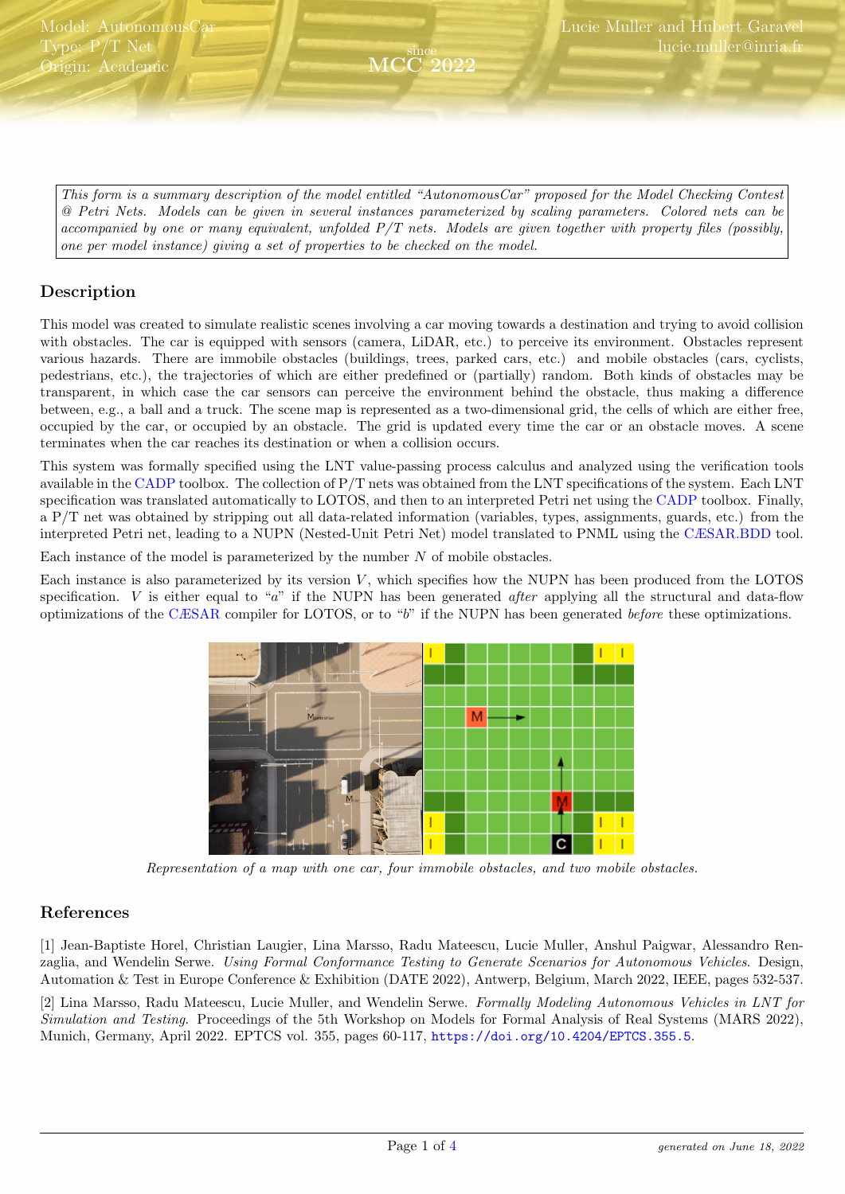Model: AutonomousCar
Type: P/T Net
Origin: Academic

since
MCC 2022

Lucie Muller and Hubert Garavel
lucie.muller@inria.fr

*This form is a summary description of the model entitled "AutonomousCar" proposed for the Model Checking Contest @ Petri Nets. Models can be given in several instances parameterized by scaling parameters. Colored nets can be accompanied by one or many equivalent, unfolded P/T nets. Models are given together with property files (possibly, one per model instance) giving a set of properties to be checked on the model.*

## Description

This model was created to simulate realistic scenes involving a car moving towards a destination and trying to avoid collision with obstacles. The car is equipped with sensors (camera, LiDAR, etc.) to perceive its environment. Obstacles represent various hazards. There are immobile obstacles (buildings, trees, parked cars, etc.) and mobile obstacles (cars, cyclists, pedestrians, etc.), the trajectories of which are either predefined or (partially) random. Both kinds of obstacles may be transparent, in which case the car sensors can perceive the environment behind the obstacle, thus making a difference between, e.g., a ball and a truck. The scene map is represented as a two-dimensional grid, the cells of which are either free, occupied by the car, or occupied by an obstacle. The grid is updated every time the car or an obstacle moves. A scene terminates when the car reaches its destination or when a collision occurs.

This system was formally specified using the LNT value-passing process calculus and analyzed using the verification tools available in the CADP toolbox. The collection of P/T nets was obtained from the LNT specifications of the system. Each LNT specification was translated automatically to LOTOS, and then to an interpreted Petri net using the CADP toolbox. Finally, a P/T net was obtained by stripping out all data-related information (variables, types, assignments, guards, etc.) from the interpreted Petri net, leading to a NUPN (Nested-Unit Petri Net) model translated to PNML using the CÆSAR.BDD tool.

Each instance of the model is parameterized by the number $N$ of mobile obstacles.

Each instance is also parameterized by its version $V$, which specifies how the NUPN has been produced from the LOTOS specification. $V$ is either equal to "*a*" if the NUPN has been generated *after* applying all the structural and data-flow optimizations of the CÆSAR compiler for LOTOS, or to "*b*" if the NUPN has been generated *before* these optimizations.

*Representation of a map with one car, four immobile obstacles, and two mobile obstacles.*

## References

[1] Jean-Baptiste Horel, Christian Laugier, Lina Marsso, Radu Mateescu, Lucie Muller, Anshul Paigwar, Alessandro Renzaglia, and Wendelin Serwe. *Using Formal Conformance Testing to Generate Scenarios for Autonomous Vehicles*. Design, Automation & Test in Europe Conference & Exhibition (DATE 2022), Antwerp, Belgium, March 2022, IEEE, pages 532-537.

[2] Lina Marsso, Radu Mateescu, Lucie Muller, and Wendelin Serwe. *Formally Modeling Autonomous Vehicles in LNT for Simulation and Testing*. Proceedings of the 5th Workshop on Models for Formal Analysis of Real Systems (MARS 2022), Munich, Germany, April 2022. EPTCS vol. 355, pages 60-117, https://doi.org/10.4204/EPTCS.355.5.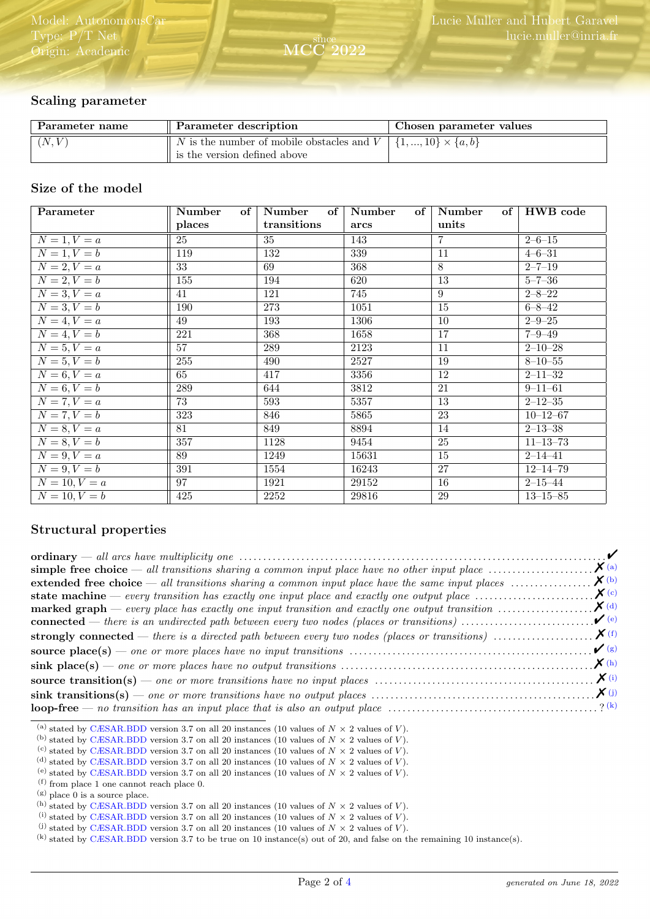## Scaling parameter

| Parameter name | Parameter description | Chosen parameter values |
|---|---|---|
| $(N, V)$ | $N$ is the number of mobile obstacles and $V$ is the version defined above | $\{1, ..., 10\} \times \{a, b\}$ |

## Size of the model

| Parameter | Number of places | Number of transitions | Number of arcs | Number of units | HWB code |
|---|---|---|---|---|---|
| $N = 1, V = a$ | 25 | 35 | 143 | 7 | 2–6–15 |
| $N = 1, V = b$ | 119 | 132 | 339 | 11 | 4–6–31 |
| $N = 2, V = a$ | 33 | 69 | 368 | 8 | 2–7–19 |
| $N = 2, V = b$ | 155 | 194 | 620 | 13 | 5–7–36 |
| $N = 3, V = a$ | 41 | 121 | 745 | 9 | 2–8–22 |
| $N = 3, V = b$ | 190 | 273 | 1051 | 15 | 6–8–42 |
| $N = 4, V = a$ | 49 | 193 | 1306 | 10 | 2–9–25 |
| $N = 4, V = b$ | 221 | 368 | 1658 | 17 | 7–9–49 |
| $N = 5, V = a$ | 57 | 289 | 2123 | 11 | 2–10–28 |
| $N = 5, V = b$ | 255 | 490 | 2527 | 19 | 8–10–55 |
| $N = 6, V = a$ | 65 | 417 | 3356 | 12 | 2–11–32 |
| $N = 6, V = b$ | 289 | 644 | 3812 | 21 | 9–11–61 |
| $N = 7, V = a$ | 73 | 593 | 5357 | 13 | 2–12–35 |
| $N = 7, V = b$ | 323 | 846 | 5865 | 23 | 10–12–67 |
| $N = 8, V = a$ | 81 | 849 | 8894 | 14 | 2–13–38 |
| $N = 8, V = b$ | 357 | 1128 | 9454 | 25 | 11–13–73 |
| $N = 9, V = a$ | 89 | 1249 | 15631 | 15 | 2–14–41 |
| $N = 9, V = b$ | 391 | 1554 | 16243 | 27 | 12–14–79 |
| $N = 10, V = a$ | 97 | 1921 | 29152 | 16 | 2–15–44 |
| $N = 10, V = b$ | 425 | 2252 | 29816 | 29 | 13–15–85 |

## Structural properties

**ordinary** — *all arcs have multiplicity one* ✔

**simple free choice** — *all transitions sharing a common input place have no other input place* ✗ [a]

**extended free choice** — *all transitions sharing a common input place have the same input places* ✗ [b]

**state machine** — *every transition has exactly one input place and exactly one output place* ✗ [c]

**marked graph** — *every place has exactly one input transition and exactly one output transition* ✗ [d]

**connected** — *there is an undirected path between every two nodes (places or transitions)* ✔ [e]

**strongly connected** — *there is a directed path between every two nodes (places or transitions)* ✗ [f]

**source place(s)** — *one or more places have no input transitions* ✔ [g]

**sink place(s)** — *one or more places have no output transitions* ✗ [h]

**source transition(s)** — *one or more transitions have no input places* ✗ [i]

**sink transitions(s)** — *one or more transitions have no output places* ✗ [j]

**loop-free** — *no transition has an input place that is also an output place* ? [k]

[a] stated by CÆSAR.BDD version 3.7 on all 20 instances (10 values of $N$ × 2 values of $V$).
[b] stated by CÆSAR.BDD version 3.7 on all 20 instances (10 values of $N$ × 2 values of $V$).
[c] stated by CÆSAR.BDD version 3.7 on all 20 instances (10 values of $N$ × 2 values of $V$).
[d] stated by CÆSAR.BDD version 3.7 on all 20 instances (10 values of $N$ × 2 values of $V$).
[e] stated by CÆSAR.BDD version 3.7 on all 20 instances (10 values of $N$ × 2 values of $V$).
[f] from place 1 one cannot reach place 0.
[g] place 0 is a source place.
[h] stated by CÆSAR.BDD version 3.7 on all 20 instances (10 values of $N$ × 2 values of $V$).
[i] stated by CÆSAR.BDD version 3.7 on all 20 instances (10 values of $N$ × 2 values of $V$).
[j] stated by CÆSAR.BDD version 3.7 on all 20 instances (10 values of $N$ × 2 values of $V$).
[k] stated by CÆSAR.BDD version 3.7 to be true on 10 instance(s) out of 20, and false on the remaining 10 instance(s).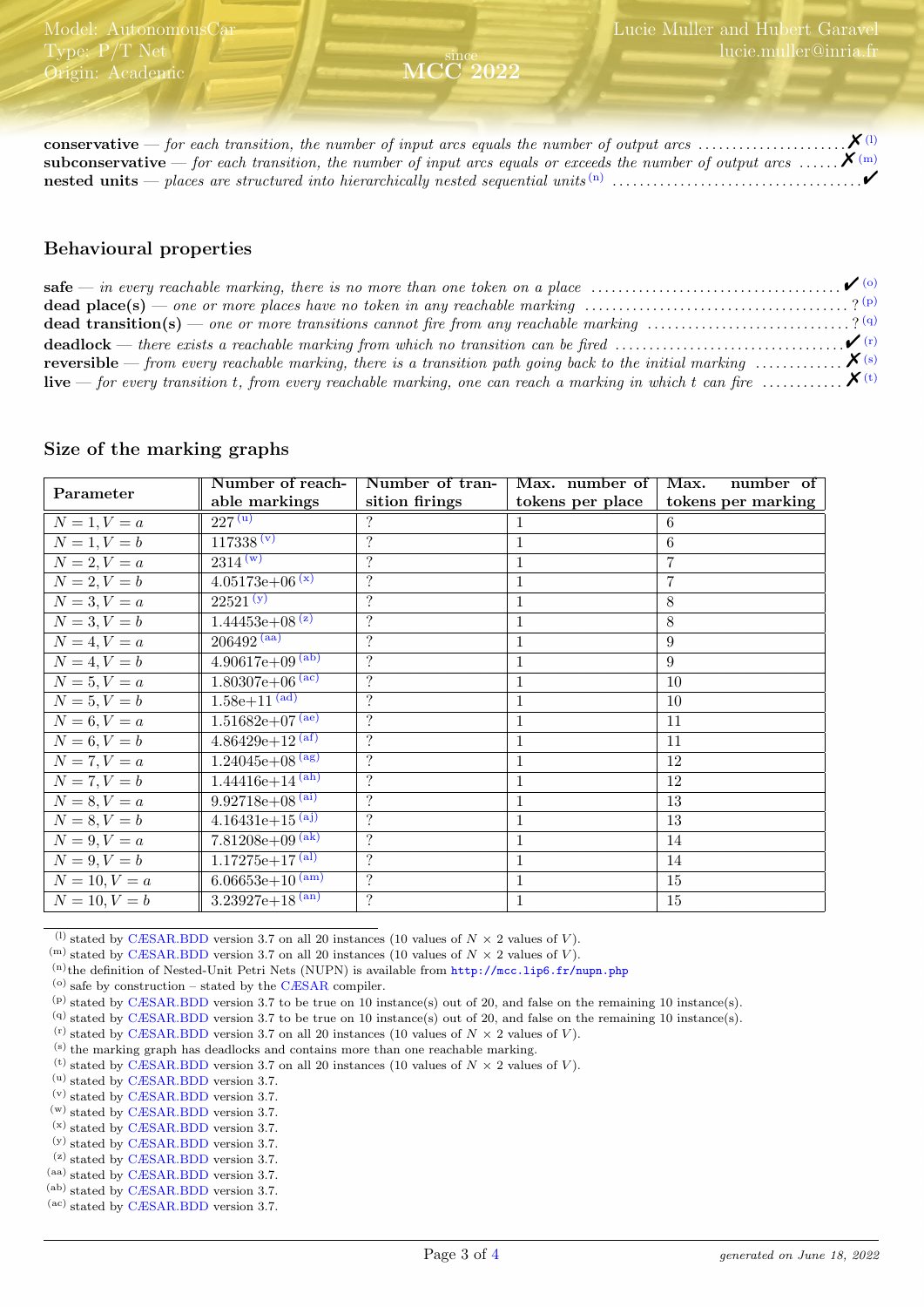**conservative** — *for each transition, the number of input arcs equals the number of output arcs* ✗ [l]

**subconservative** — *for each transition, the number of input arcs equals or exceeds the number of output arcs* ✗ [m]

**nested units** — *places are structured into hierarchically nested sequential units* [n] ✔

## Behavioural properties

**safe** — *in every reachable marking, there is no more than one token on a place* ✔ [o]

**dead place(s)** — *one or more places have no token in any reachable marking* ? [p]

**dead transition(s)** — *one or more transitions cannot fire from any reachable marking* ? [q]

**deadlock** — *there exists a reachable marking from which no transition can be fired* ✔ [r]

**reversible** — *from every reachable marking, there is a transition path going back to the initial marking* ✗ [s]

**live** — *for every transition t, from every reachable marking, one can reach a marking in which t can fire* ✗ [t]

## Size of the marking graphs

| Parameter | Number of reachable markings | Number of transition firings | Max. number of tokens per place | Max. number of tokens per marking |
|---|---|---|---|---|
| $N = 1, V = a$ | 227 [u] | ? | 1 | 6 |
| $N = 1, V = b$ | 117338 [v] | ? | 1 | 6 |
| $N = 2, V = a$ | 2314 [w] | ? | 1 | 7 |
| $N = 2, V = b$ | 4.05173e+06 [x] | ? | 1 | 7 |
| $N = 3, V = a$ | 22521 [y] | ? | 1 | 8 |
| $N = 3, V = b$ | 1.44453e+08 [z] | ? | 1 | 8 |
| $N = 4, V = a$ | 206492 [aa] | ? | 1 | 9 |
| $N = 4, V = b$ | 4.90617e+09 [ab] | ? | 1 | 9 |
| $N = 5, V = a$ | 1.80307e+06 [ac] | ? | 1 | 10 |
| $N = 5, V = b$ | 1.58e+11 [ad] | ? | 1 | 10 |
| $N = 6, V = a$ | 1.51682e+07 [ae] | ? | 1 | 11 |
| $N = 6, V = b$ | 4.86429e+12 [af] | ? | 1 | 11 |
| $N = 7, V = a$ | 1.24045e+08 [ag] | ? | 1 | 12 |
| $N = 7, V = b$ | 1.44416e+14 [ah] | ? | 1 | 12 |
| $N = 8, V = a$ | 9.92718e+08 [ai] | ? | 1 | 13 |
| $N = 8, V = b$ | 4.16431e+15 [aj] | ? | 1 | 13 |
| $N = 9, V = a$ | 7.81208e+09 [ak] | ? | 1 | 14 |
| $N = 9, V = b$ | 1.17275e+17 [al] | ? | 1 | 14 |
| $N = 10, V = a$ | 6.06653e+10 [am] | ? | 1 | 15 |
| $N = 10, V = b$ | 3.23927e+18 [an] | ? | 1 | 15 |

[l] stated by CÆSAR.BDD version 3.7 on all 20 instances (10 values of $N$ × 2 values of $V$).
[m] stated by CÆSAR.BDD version 3.7 on all 20 instances (10 values of $N$ × 2 values of $V$).
[n] the definition of Nested-Unit Petri Nets (NUPN) is available from http://mcc.lip6.fr/nupn.php
[o] safe by construction – stated by the CÆSAR compiler.
[p] stated by CÆSAR.BDD version 3.7 to be true on 10 instance(s) out of 20, and false on the remaining 10 instance(s).
[q] stated by CÆSAR.BDD version 3.7 to be true on 10 instance(s) out of 20, and false on the remaining 10 instance(s).
[r] stated by CÆSAR.BDD version 3.7 on all 20 instances (10 values of $N$ × 2 values of $V$).
[s] the marking graph has deadlocks and contains more than one reachable marking.
[t] stated by CÆSAR.BDD version 3.7 on all 20 instances (10 values of $N$ × 2 values of $V$).
[u] stated by CÆSAR.BDD version 3.7.
[v] stated by CÆSAR.BDD version 3.7.
[w] stated by CÆSAR.BDD version 3.7.
[x] stated by CÆSAR.BDD version 3.7.
[y] stated by CÆSAR.BDD version 3.7.
[z] stated by CÆSAR.BDD version 3.7.
[aa] stated by CÆSAR.BDD version 3.7.
[ab] stated by CÆSAR.BDD version 3.7.
[ac] stated by CÆSAR.BDD version 3.7.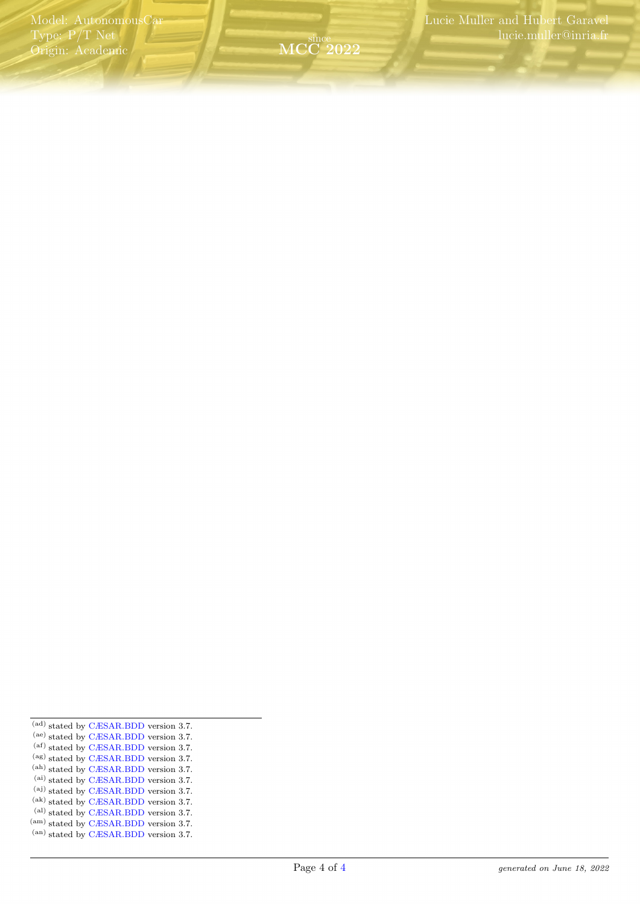[ad] stated by CÆSAR.BDD version 3.7.
[ae] stated by CÆSAR.BDD version 3.7.
[af] stated by CÆSAR.BDD version 3.7.
[ag] stated by CÆSAR.BDD version 3.7.
[ah] stated by CÆSAR.BDD version 3.7.
[ai] stated by CÆSAR.BDD version 3.7.
[aj] stated by CÆSAR.BDD version 3.7.
[ak] stated by CÆSAR.BDD version 3.7.
[al] stated by CÆSAR.BDD version 3.7.
[am] stated by CÆSAR.BDD version 3.7.
[an] stated by CÆSAR.BDD version 3.7.